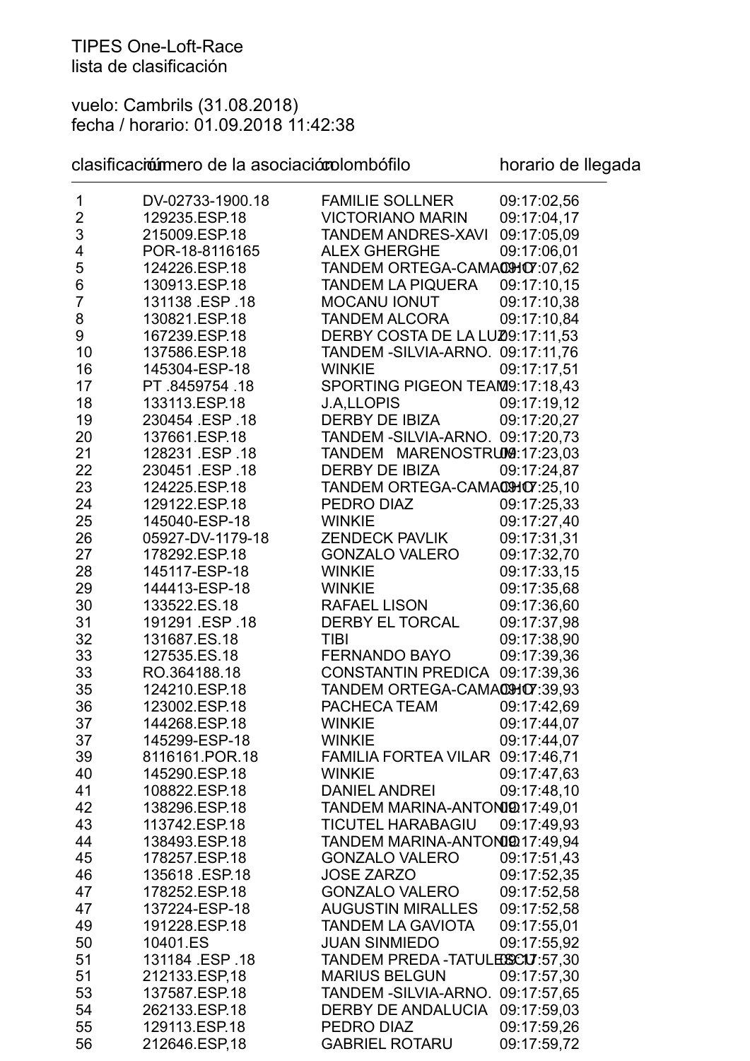TIPES One-Loft-Race
lista de clasificación

vuelo: Cambrils (31.08.2018)
fecha / horario: 01.09.2018 11:42:38

| clasificación | número de la asociación | colombófilo | horario de llegada |
|---|---|---|---|
| 1 | DV-02733-1900.18 | FAMILIE SOLLNER | 09:17:02,56 |
| 2 | 129235.ESP.18 | VICTORIANO MARIN | 09:17:04,17 |
| 3 | 215009.ESP.18 | TANDEM ANDRES-XAVI | 09:17:05,09 |
| 4 | POR-18-8116165 | ALEX GHERGHE | 09:17:06,01 |
| 5 | 124226.ESP.18 | TANDEM ORTEGA-CAMACHO | 09:17:07,62 |
| 6 | 130913.ESP.18 | TANDEM LA PIQUERA | 09:17:10,15 |
| 7 | 131138 .ESP .18 | MOCANU IONUT | 09:17:10,38 |
| 8 | 130821.ESP.18 | TANDEM ALCORA | 09:17:10,84 |
| 9 | 167239.ESP.18 | DERBY COSTA DE LA LUZ | 09:17:11,53 |
| 10 | 137586.ESP.18 | TANDEM -SILVIA-ARNO. | 09:17:11,76 |
| 16 | 145304-ESP-18 | WINKIE | 09:17:17,51 |
| 17 | PT .8459754 .18 | SPORTING PIGEON TEAM | 09:17:18,43 |
| 18 | 133113.ESP.18 | J.A,LLOPIS | 09:17:19,12 |
| 19 | 230454 .ESP .18 | DERBY DE IBIZA | 09:17:20,27 |
| 20 | 137661.ESP.18 | TANDEM -SILVIA-ARNO. | 09:17:20,73 |
| 21 | 128231 .ESP .18 | TANDEM MARENOSTRUM | 09:17:23,03 |
| 22 | 230451 .ESP .18 | DERBY DE IBIZA | 09:17:24,87 |
| 23 | 124225.ESP.18 | TANDEM ORTEGA-CAMACHO | 09:17:25,10 |
| 24 | 129122.ESP.18 | PEDRO DIAZ | 09:17:25,33 |
| 25 | 145040-ESP-18 | WINKIE | 09:17:27,40 |
| 26 | 05927-DV-1179-18 | ZENDECK PAVLIK | 09:17:31,31 |
| 27 | 178292.ESP.18 | GONZALO VALERO | 09:17:32,70 |
| 28 | 145117-ESP-18 | WINKIE | 09:17:33,15 |
| 29 | 144413-ESP-18 | WINKIE | 09:17:35,68 |
| 30 | 133522.ES.18 | RAFAEL LISON | 09:17:36,60 |
| 31 | 191291 .ESP .18 | DERBY EL TORCAL | 09:17:37,98 |
| 32 | 131687.ES.18 | TIBI | 09:17:38,90 |
| 33 | 127535.ES.18 | FERNANDO BAYO | 09:17:39,36 |
| 33 | RO.364188.18 | CONSTANTIN PREDICA | 09:17:39,36 |
| 35 | 124210.ESP.18 | TANDEM ORTEGA-CAMACHO | 09:17:39,93 |
| 36 | 123002.ESP.18 | PACHECA TEAM | 09:17:42,69 |
| 37 | 144268.ESP.18 | WINKIE | 09:17:44,07 |
| 37 | 145299-ESP-18 | WINKIE | 09:17:44,07 |
| 39 | 8116161.POR.18 | FAMILIA FORTEA VILAR | 09:17:46,71 |
| 40 | 145290.ESP.18 | WINKIE | 09:17:47,63 |
| 41 | 108822.ESP.18 | DANIEL ANDREI | 09:17:48,10 |
| 42 | 138296.ESP.18 | TANDEM MARINA-ANTONIO | 09:17:49,01 |
| 43 | 113742.ESP.18 | TICUTEL HARABAGIU | 09:17:49,93 |
| 44 | 138493.ESP.18 | TANDEM MARINA-ANTONIO | 09:17:49,94 |
| 45 | 178257.ESP.18 | GONZALO VALERO | 09:17:51,43 |
| 46 | 135618 .ESP.18 | JOSE ZARZO | 09:17:52,35 |
| 47 | 178252.ESP.18 | GONZALO VALERO | 09:17:52,58 |
| 47 | 137224-ESP-18 | AUGUSTIN MIRALLES | 09:17:52,58 |
| 49 | 191228.ESP.18 | TANDEM LA GAVIOTA | 09:17:55,01 |
| 50 | 10401.ES | JUAN SINMIEDO | 09:17:55,92 |
| 51 | 131184 .ESP .18 | TANDEM PREDA -TATULESCU | 09:17:57,30 |
| 51 | 212133.ESP,18 | MARIUS BELGUN | 09:17:57,30 |
| 53 | 137587.ESP.18 | TANDEM -SILVIA-ARNO. | 09:17:57,65 |
| 54 | 262133.ESP.18 | DERBY DE ANDALUCIA | 09:17:59,03 |
| 55 | 129113.ESP.18 | PEDRO DIAZ | 09:17:59,26 |
| 56 | 212646.ESP,18 | GABRIEL ROTARU | 09:17:59,72 |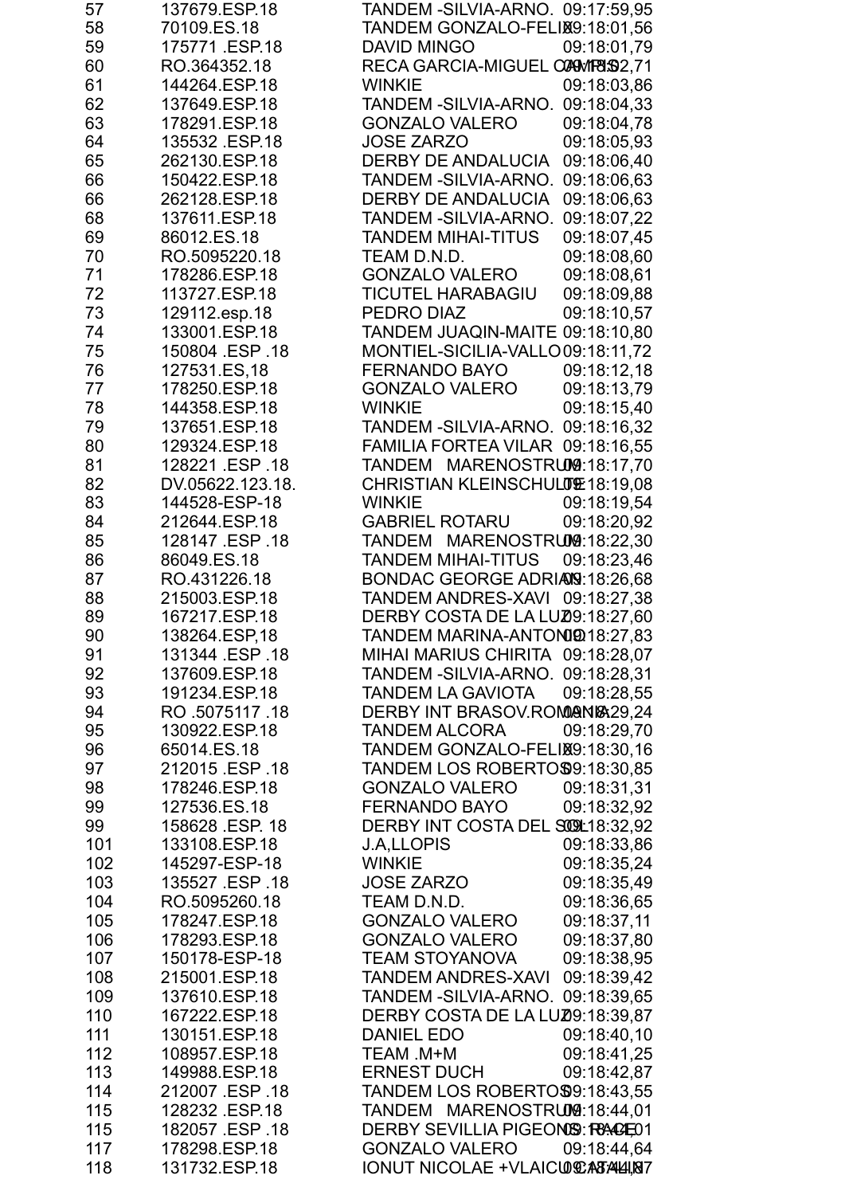| | | | |
|---|---|---|---|
| 57 | 137679.ESP.18 | TANDEM -SILVIA-ARNO. | 09:17:59,95 |
| 58 | 70109.ES.18 | TANDEM GONZALO-FELIX | 09:18:01,56 |
| 59 | 175771 .ESP.18 | DAVID MINGO | 09:18:01,79 |
| 60 | RO.364352.18 | RECA GARCIA-MIGUEL CAMPOS | 09:18:02,71 |
| 61 | 144264.ESP.18 | WINKIE | 09:18:03,86 |
| 62 | 137649.ESP.18 | TANDEM -SILVIA-ARNO. | 09:18:04,33 |
| 63 | 178291.ESP.18 | GONZALO VALERO | 09:18:04,78 |
| 64 | 135532 .ESP.18 | JOSE ZARZO | 09:18:05,93 |
| 65 | 262130.ESP.18 | DERBY DE ANDALUCIA | 09:18:06,40 |
| 66 | 150422.ESP.18 | TANDEM -SILVIA-ARNO. | 09:18:06,63 |
| 66 | 262128.ESP.18 | DERBY DE ANDALUCIA | 09:18:06,63 |
| 68 | 137611.ESP.18 | TANDEM -SILVIA-ARNO. | 09:18:07,22 |
| 69 | 86012.ES.18 | TANDEM MIHAI-TITUS | 09:18:07,45 |
| 70 | RO.5095220.18 | TEAM D.N.D. | 09:18:08,60 |
| 71 | 178286.ESP.18 | GONZALO VALERO | 09:18:08,61 |
| 72 | 113727.ESP.18 | TICUTEL HARABAGIU | 09:18:09,88 |
| 73 | 129112.esp.18 | PEDRO DIAZ | 09:18:10,57 |
| 74 | 133001.ESP.18 | TANDEM JUAQIN-MAITE | 09:18:10,80 |
| 75 | 150804 .ESP .18 | MONTIEL-SICILIA-VALLO | 09:18:11,72 |
| 76 | 127531.ES,18 | FERNANDO BAYO | 09:18:12,18 |
| 77 | 178250.ESP.18 | GONZALO VALERO | 09:18:13,79 |
| 78 | 144358.ESP.18 | WINKIE | 09:18:15,40 |
| 79 | 137651.ESP.18 | TANDEM -SILVIA-ARNO. | 09:18:16,32 |
| 80 | 129324.ESP.18 | FAMILIA FORTEA VILAR | 09:18:16,55 |
| 81 | 128221 .ESP .18 | TANDEM MARENOSTRUM | 09:18:17,70 |
| 82 | DV.05622.123.18. | CHRISTIAN KLEINSCHULTE | 09:18:19,08 |
| 83 | 144528-ESP-18 | WINKIE | 09:18:19,54 |
| 84 | 212644.ESP.18 | GABRIEL ROTARU | 09:18:20,92 |
| 85 | 128147 .ESP .18 | TANDEM MARENOSTRUM | 09:18:22,30 |
| 86 | 86049.ES.18 | TANDEM MIHAI-TITUS | 09:18:23,46 |
| 87 | RO.431226.18 | BONDAC GEORGE ADRIAN | 09:18:26,68 |
| 88 | 215003.ESP.18 | TANDEM ANDRES-XAVI | 09:18:27,38 |
| 89 | 167217.ESP.18 | DERBY COSTA DE LA LUZ | 09:18:27,60 |
| 90 | 138264.ESP,18 | TANDEM MARINA-ANTONIO | 09:18:27,83 |
| 91 | 131344 .ESP .18 | MIHAI MARIUS CHIRITA | 09:18:28,07 |
| 92 | 137609.ESP.18 | TANDEM -SILVIA-ARNO. | 09:18:28,31 |
| 93 | 191234.ESP.18 | TANDEM LA GAVIOTA | 09:18:28,55 |
| 94 | RO .5075117 .18 | DERBY INT BRASOV.ROMANIA | 09:18:29,24 |
| 95 | 130922.ESP.18 | TANDEM ALCORA | 09:18:29,70 |
| 96 | 65014.ES.18 | TANDEM GONZALO-FELIX | 09:18:30,16 |
| 97 | 212015 .ESP .18 | TANDEM LOS ROBERTOS | 09:18:30,85 |
| 98 | 178246.ESP.18 | GONZALO VALERO | 09:18:31,31 |
| 99 | 127536.ES.18 | FERNANDO BAYO | 09:18:32,92 |
| 99 | 158628 .ESP. 18 | DERBY INT COSTA DEL SOL | 09:18:32,92 |
| 101 | 133108.ESP.18 | J.A,LLOPIS | 09:18:33,86 |
| 102 | 145297-ESP-18 | WINKIE | 09:18:35,24 |
| 103 | 135527 .ESP .18 | JOSE ZARZO | 09:18:35,49 |
| 104 | RO.5095260.18 | TEAM D.N.D. | 09:18:36,65 |
| 105 | 178247.ESP.18 | GONZALO VALERO | 09:18:37,11 |
| 106 | 178293.ESP.18 | GONZALO VALERO | 09:18:37,80 |
| 107 | 150178-ESP-18 | TEAM STOYANOVA | 09:18:38,95 |
| 108 | 215001.ESP.18 | TANDEM ANDRES-XAVI | 09:18:39,42 |
| 109 | 137610.ESP.18 | TANDEM -SILVIA-ARNO. | 09:18:39,65 |
| 110 | 167222.ESP.18 | DERBY COSTA DE LA LUZ | 09:18:39,87 |
| 111 | 130151.ESP.18 | DANIEL EDO | 09:18:40,10 |
| 112 | 108957.ESP.18 | TEAM .M+M | 09:18:41,25 |
| 113 | 149988.ESP.18 | ERNEST DUCH | 09:18:42,87 |
| 114 | 212007 .ESP .18 | TANDEM LOS ROBERTOS | 09:18:43,55 |
| 115 | 128232 .ESP.18 | TANDEM MARENOSTRUM | 09:18:44,01 |
| 115 | 182057 .ESP .18 | DERBY SEVILLIA PIGEONS RACE | 09:18:44,01 |
| 117 | 178298.ESP.18 | GONZALO VALERO | 09:18:44,64 |
| 118 | 131732.ESP.18 | IONUT NICOLAE +VLAICU CATALIN | 09:18:44,87 |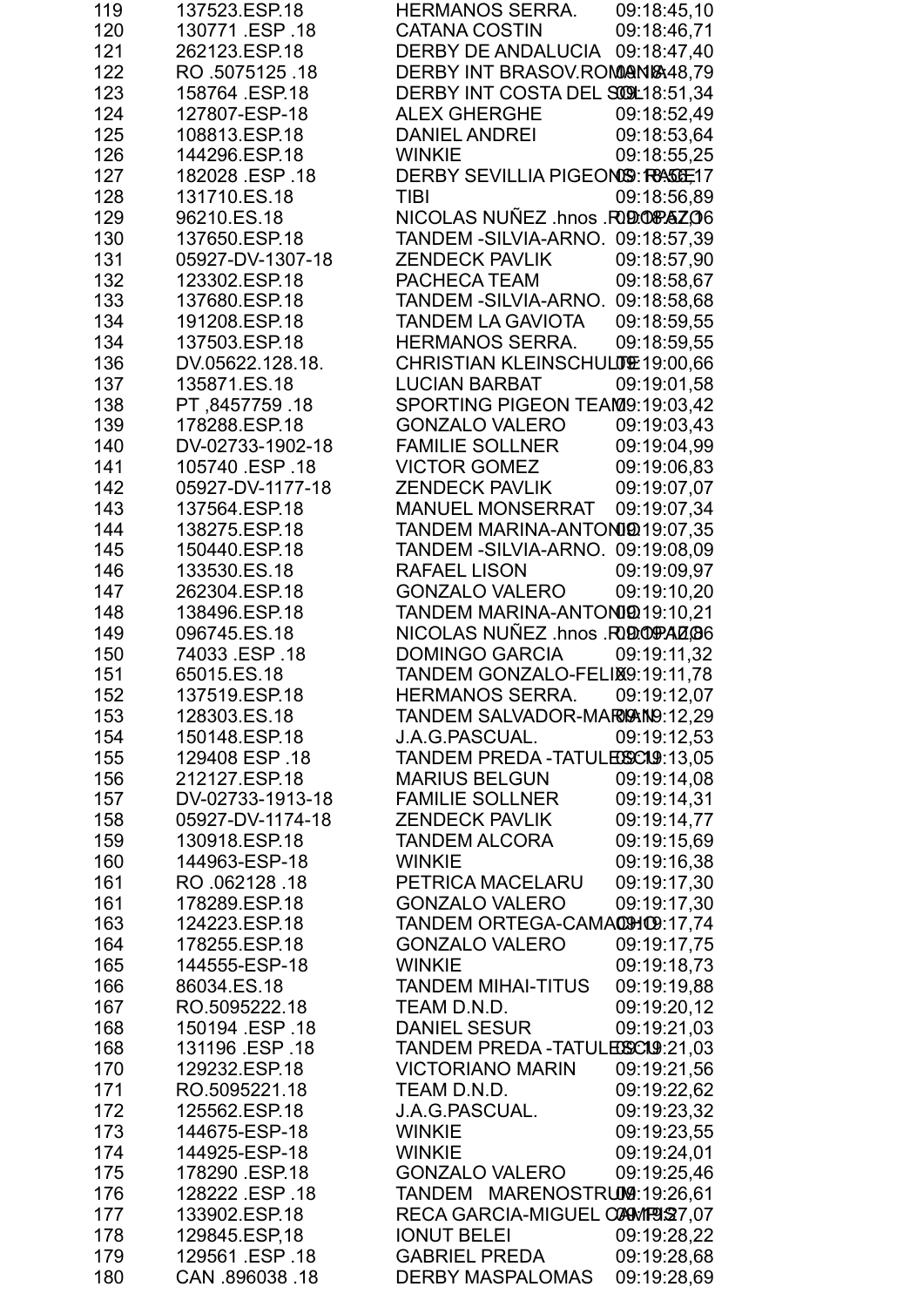| | | | |
|---|---|---|---|
| 119 | 137523.ESP.18 | HERMANOS SERRA. | 09:18:45,10 |
| 120 | 130771 .ESP .18 | CATANA COSTIN | 09:18:46,71 |
| 121 | 262123.ESP.18 | DERBY DE ANDALUCIA | 09:18:47,40 |
| 122 | RO .5075125 .18 | DERBY INT BRASOV.ROMANIA | 09:18:48,79 |
| 123 | 158764 .ESP.18 | DERBY INT COSTA DEL SOL | 09:18:51,34 |
| 124 | 127807-ESP-18 | ALEX GHERGHE | 09:18:52,49 |
| 125 | 108813.ESP.18 | DANIEL ANDREI | 09:18:53,64 |
| 126 | 144296.ESP.18 | WINKIE | 09:18:55,25 |
| 127 | 182028 .ESP .18 | DERBY SEVILLIA PIGEONS RACE | 09:18:56,17 |
| 128 | 131710.ES.18 | TIBI | 09:18:56,89 |
| 129 | 96210.ES.18 | NICOLAS NUÑEZ .hnos .RODPAZ | 09:18:57,06 |
| 130 | 137650.ESP.18 | TANDEM -SILVIA-ARNO. | 09:18:57,39 |
| 131 | 05927-DV-1307-18 | ZENDECK PAVLIK | 09:18:57,90 |
| 132 | 123302.ESP.18 | PACHECA TEAM | 09:18:58,67 |
| 133 | 137680.ESP.18 | TANDEM -SILVIA-ARNO. | 09:18:58,68 |
| 134 | 191208.ESP.18 | TANDEM LA GAVIOTA | 09:18:59,55 |
| 134 | 137503.ESP.18 | HERMANOS SERRA. | 09:18:59,55 |
| 136 | DV.05622.128.18. | CHRISTIAN KLEINSCHULTE | 09:19:00,66 |
| 137 | 135871.ES.18 | LUCIAN BARBAT | 09:19:01,58 |
| 138 | PT ,8457759 .18 | SPORTING PIGEON TEAM | 09:19:03,42 |
| 139 | 178288.ESP.18 | GONZALO VALERO | 09:19:03,43 |
| 140 | DV-02733-1902-18 | FAMILIE SOLLNER | 09:19:04,99 |
| 141 | 105740 .ESP .18 | VICTOR GOMEZ | 09:19:06,83 |
| 142 | 05927-DV-1177-18 | ZENDECK PAVLIK | 09:19:07,07 |
| 143 | 137564.ESP.18 | MANUEL MONSERRAT | 09:19:07,34 |
| 144 | 138275.ESP.18 | TANDEM MARINA-ANTONIO | 09:19:07,35 |
| 145 | 150440.ESP.18 | TANDEM -SILVIA-ARNO. | 09:19:08,09 |
| 146 | 133530.ES.18 | RAFAEL LISON | 09:19:09,97 |
| 147 | 262304.ESP.18 | GONZALO VALERO | 09:19:10,20 |
| 148 | 138496.ESP.18 | TANDEM MARINA-ANTONIO | 09:19:10,21 |
| 149 | 096745.ES.18 | NICOLAS NUÑEZ .hnos .RODPAZ | 09:19:10,96 |
| 150 | 74033 .ESP .18 | DOMINGO GARCIA | 09:19:11,32 |
| 151 | 65015.ES.18 | TANDEM GONZALO-FELIX | 09:19:11,78 |
| 152 | 137519.ESP.18 | HERMANOS SERRA. | 09:19:12,07 |
| 153 | 128303.ES.18 | TANDEM SALVADOR-MARIN | 09:19:12,29 |
| 154 | 150148.ESP.18 | J.A.G.PASCUAL. | 09:19:12,53 |
| 155 | 129408 ESP .18 | TANDEM PREDA -TATULESCU | 09:19:13,05 |
| 156 | 212127.ESP.18 | MARIUS BELGUN | 09:19:14,08 |
| 157 | DV-02733-1913-18 | FAMILIE SOLLNER | 09:19:14,31 |
| 158 | 05927-DV-1174-18 | ZENDECK PAVLIK | 09:19:14,77 |
| 159 | 130918.ESP.18 | TANDEM ALCORA | 09:19:15,69 |
| 160 | 144963-ESP-18 | WINKIE | 09:19:16,38 |
| 161 | RO .062128 .18 | PETRICA MACELARU | 09:19:17,30 |
| 161 | 178289.ESP.18 | GONZALO VALERO | 09:19:17,30 |
| 163 | 124223.ESP.18 | TANDEM ORTEGA-CAMACHO | 09:19:17,74 |
| 164 | 178255.ESP.18 | GONZALO VALERO | 09:19:17,75 |
| 165 | 144555-ESP-18 | WINKIE | 09:19:18,73 |
| 166 | 86034.ES.18 | TANDEM MIHAI-TITUS | 09:19:19,88 |
| 167 | RO.5095222.18 | TEAM D.N.D. | 09:19:20,12 |
| 168 | 150194 .ESP .18 | DANIEL SESUR | 09:19:21,03 |
| 168 | 131196 .ESP .18 | TANDEM PREDA -TATULESCU | 09:19:21,03 |
| 170 | 129232.ESP.18 | VICTORIANO MARIN | 09:19:21,56 |
| 171 | RO.5095221.18 | TEAM D.N.D. | 09:19:22,62 |
| 172 | 125562.ESP.18 | J.A.G.PASCUAL. | 09:19:23,32 |
| 173 | 144675-ESP-18 | WINKIE | 09:19:23,55 |
| 174 | 144925-ESP-18 | WINKIE | 09:19:24,01 |
| 175 | 178290 .ESP.18 | GONZALO VALERO | 09:19:25,46 |
| 176 | 128222 .ESP .18 | TANDEM MARENOSTRUM | 09:19:26,61 |
| 177 | 133902.ESP.18 | RECA GARCIA-MIGUEL CAMPOS | 09:19:27,07 |
| 178 | 129845.ESP,18 | IONUT BELEI | 09:19:28,22 |
| 179 | 129561 .ESP .18 | GABRIEL PREDA | 09:19:28,68 |
| 180 | CAN .896038 .18 | DERBY MASPALOMAS | 09:19:28,69 |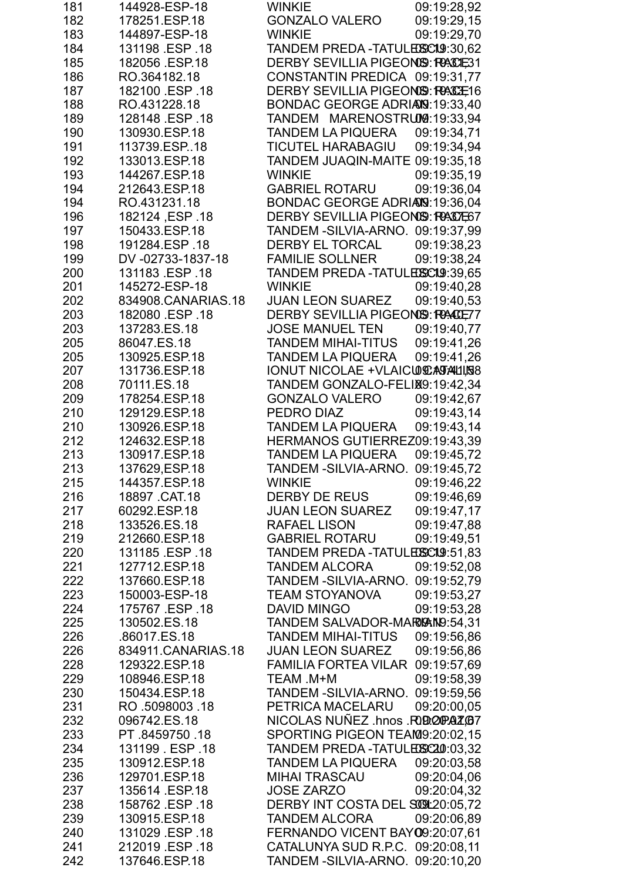| | | | |
|---|---|---|---|
| 181 | 144928-ESP-18 | WINKIE | 09:19:28,92 |
| 182 | 178251.ESP.18 | GONZALO VALERO | 09:19:29,15 |
| 183 | 144897-ESP-18 | WINKIE | 09:19:29,70 |
| 184 | 131198 .ESP .18 | TANDEM PREDA -TATULESCU | 09:19:30,62 |
| 185 | 182056 .ESP.18 | DERBY SEVILLIA PIGEONS RACE | 09:19:31,31 |
| 186 | RO.364182.18 | CONSTANTIN PREDICA | 09:19:31,77 |
| 187 | 182100 .ESP .18 | DERBY SEVILLIA PIGEONS RACE | 09:19:32,16 |
| 188 | RO.431228.18 | BONDAC GEORGE ADRIAN | 09:19:33,40 |
| 189 | 128148 .ESP .18 | TANDEM MARENOSTRUM | 09:19:33,94 |
| 190 | 130930.ESP.18 | TANDEM LA PIQUERA | 09:19:34,71 |
| 191 | 113739.ESP..18 | TICUTEL HARABAGIU | 09:19:34,94 |
| 192 | 133013.ESP.18 | TANDEM JUAQIN-MAITE | 09:19:35,18 |
| 193 | 144267.ESP.18 | WINKIE | 09:19:35,19 |
| 194 | 212643.ESP.18 | GABRIEL ROTARU | 09:19:36,04 |
| 194 | RO.431231.18 | BONDAC GEORGE ADRIAN | 09:19:36,04 |
| 196 | 182124 ,ESP .18 | DERBY SEVILLIA PIGEONS RACE | 09:19:36,67 |
| 197 | 150433.ESP.18 | TANDEM -SILVIA-ARNO. | 09:19:37,99 |
| 198 | 191284.ESP .18 | DERBY EL TORCAL | 09:19:38,23 |
| 199 | DV -02733-1837-18 | FAMILIE SOLLNER | 09:19:38,24 |
| 200 | 131183 .ESP .18 | TANDEM PREDA -TATULESCU | 09:19:39,65 |
| 201 | 145272-ESP-18 | WINKIE | 09:19:40,28 |
| 202 | 834908.CANARIAS.18 | JUAN LEON SUAREZ | 09:19:40,53 |
| 203 | 182080 .ESP .18 | DERBY SEVILLIA PIGEONS RACE | 09:19:40,77 |
| 203 | 137283.ES.18 | JOSE MANUEL TEN | 09:19:40,77 |
| 205 | 86047.ES.18 | TANDEM MIHAI-TITUS | 09:19:41,26 |
| 205 | 130925.ESP.18 | TANDEM LA PIQUERA | 09:19:41,26 |
| 207 | 131736.ESP.18 | IONUT NICOLAE +VLAICU CATALIN | 09:19:41,58 |
| 208 | 70111.ES.18 | TANDEM GONZALO-FELIX | 09:19:42,34 |
| 209 | 178254.ESP.18 | GONZALO VALERO | 09:19:42,67 |
| 210 | 129129.ESP.18 | PEDRO DIAZ | 09:19:43,14 |
| 210 | 130926.ESP.18 | TANDEM LA PIQUERA | 09:19:43,14 |
| 212 | 124632.ESP.18 | HERMANOS GUTIERREZ | 09:19:43,39 |
| 213 | 130917.ESP.18 | TANDEM LA PIQUERA | 09:19:45,72 |
| 213 | 137629,ESP.18 | TANDEM -SILVIA-ARNO. | 09:19:45,72 |
| 215 | 144357.ESP.18 | WINKIE | 09:19:46,22 |
| 216 | 18897 .CAT.18 | DERBY DE REUS | 09:19:46,69 |
| 217 | 60292.ESP.18 | JUAN LEON SUAREZ | 09:19:47,17 |
| 218 | 133526.ES.18 | RAFAEL LISON | 09:19:47,88 |
| 219 | 212660.ESP.18 | GABRIEL ROTARU | 09:19:49,51 |
| 220 | 131185 .ESP .18 | TANDEM PREDA -TATULESCU | 09:19:51,83 |
| 221 | 127712.ESP.18 | TANDEM ALCORA | 09:19:52,08 |
| 222 | 137660.ESP.18 | TANDEM -SILVIA-ARNO. | 09:19:52,79 |
| 223 | 150003-ESP-18 | TEAM STOYANOVA | 09:19:53,27 |
| 224 | 175767 .ESP .18 | DAVID MINGO | 09:19:53,28 |
| 225 | 130502.ES.18 | TANDEM SALVADOR-MARIAN | 09:19:54,31 |
| 226 | .86017.ES.18 | TANDEM MIHAI-TITUS | 09:19:56,86 |
| 226 | 834911.CANARIAS.18 | JUAN LEON SUAREZ | 09:19:56,86 |
| 228 | 129322.ESP.18 | FAMILIA FORTEA VILAR | 09:19:57,69 |
| 229 | 108946.ESP.18 | TEAM .M+M | 09:19:58,39 |
| 230 | 150434.ESP.18 | TANDEM -SILVIA-ARNO. | 09:19:59,56 |
| 231 | RO .5098003 .18 | PETRICA MACELARU | 09:20:00,05 |
| 232 | 096742.ES.18 | NICOLAS NUÑEZ .hnos .RODRIGUEZ | 09:20:01,07 |
| 233 | PT .8459750 .18 | SPORTING PIGEON TEAM | 09:20:02,15 |
| 234 | 131199 . ESP .18 | TANDEM PREDA -TATULESCU | 09:20:03,32 |
| 235 | 130912.ESP.18 | TANDEM LA PIQUERA | 09:20:03,58 |
| 236 | 129701.ESP.18 | MIHAI TRASCAU | 09:20:04,06 |
| 237 | 135614 .ESP.18 | JOSE ZARZO | 09:20:04,32 |
| 238 | 158762 .ESP .18 | DERBY INT COSTA DEL SOL | 09:20:05,72 |
| 239 | 130915.ESP.18 | TANDEM ALCORA | 09:20:06,89 |
| 240 | 131029 .ESP .18 | FERNANDO VICENT BAYO | 09:20:07,61 |
| 241 | 212019 .ESP .18 | CATALUNYA SUD R.P.C. | 09:20:08,11 |
| 242 | 137646.ESP.18 | TANDEM -SILVIA-ARNO. | 09:20:10,20 |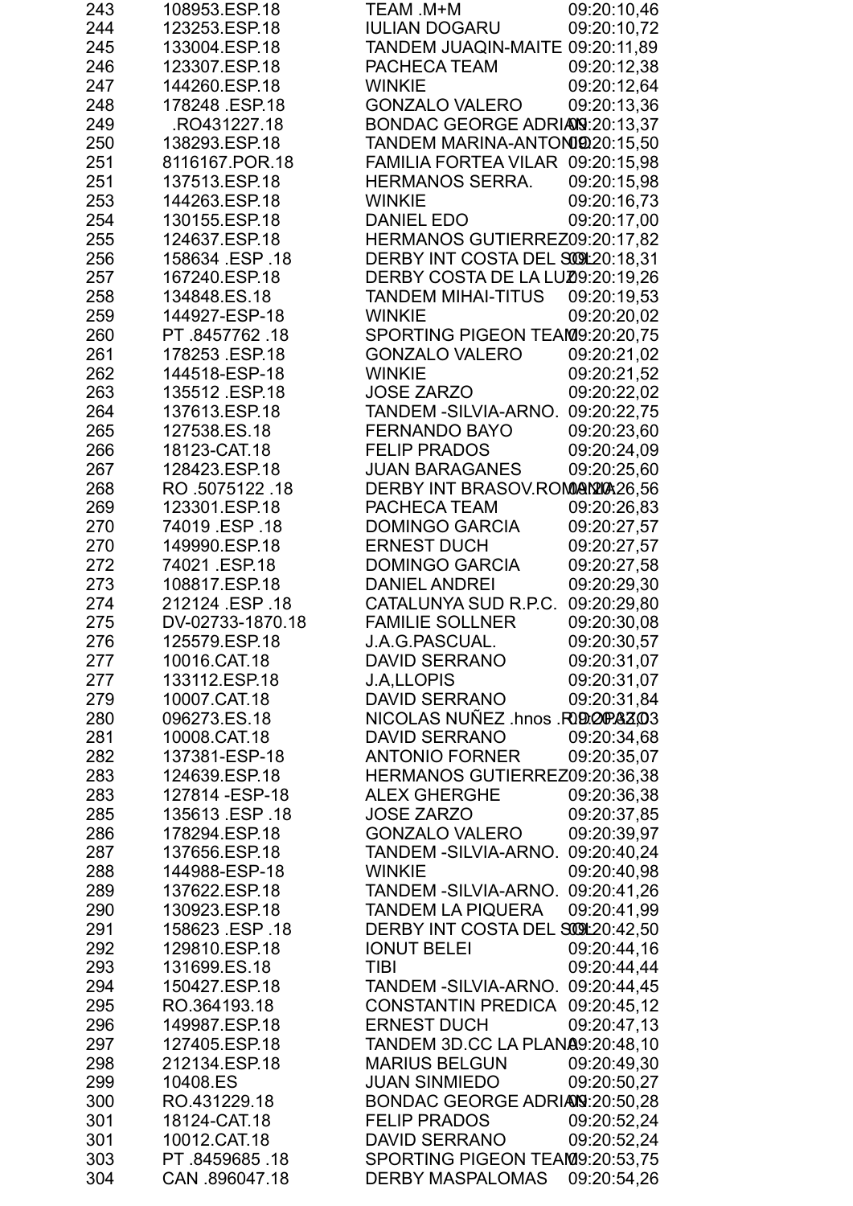| | | | |
|---|---|---|---|
| 243 | 108953.ESP.18 | TEAM .M+M | 09:20:10,46 |
| 244 | 123253.ESP.18 | IULIAN DOGARU | 09:20:10,72 |
| 245 | 133004.ESP.18 | TANDEM JUAQIN-MAITE | 09:20:11,89 |
| 246 | 123307.ESP.18 | PACHECA TEAM | 09:20:12,38 |
| 247 | 144260.ESP.18 | WINKIE | 09:20:12,64 |
| 248 | 178248 .ESP.18 | GONZALO VALERO | 09:20:13,36 |
| 249 | .RO431227.18 | BONDAC GEORGE ADRIAN | 09:20:13,37 |
| 250 | 138293.ESP.18 | TANDEM MARINA-ANTONIO | 09:20:15,50 |
| 251 | 8116167.POR.18 | FAMILIA FORTEA VILAR | 09:20:15,98 |
| 251 | 137513.ESP.18 | HERMANOS SERRA. | 09:20:15,98 |
| 253 | 144263.ESP.18 | WINKIE | 09:20:16,73 |
| 254 | 130155.ESP.18 | DANIEL EDO | 09:20:17,00 |
| 255 | 124637.ESP.18 | HERMANOS GUTIERREZ | 09:20:17,82 |
| 256 | 158634 .ESP .18 | DERBY INT COSTA DEL SOL | 09:20:18,31 |
| 257 | 167240.ESP.18 | DERBY COSTA DE LA LUZ | 09:20:19,26 |
| 258 | 134848.ES.18 | TANDEM MIHAI-TITUS | 09:20:19,53 |
| 259 | 144927-ESP-18 | WINKIE | 09:20:20,02 |
| 260 | PT .8457762 .18 | SPORTING PIGEON TEAM | 09:20:20,75 |
| 261 | 178253 .ESP.18 | GONZALO VALERO | 09:20:21,02 |
| 262 | 144518-ESP-18 | WINKIE | 09:20:21,52 |
| 263 | 135512 .ESP.18 | JOSE ZARZO | 09:20:22,02 |
| 264 | 137613.ESP.18 | TANDEM -SILVIA-ARNO. | 09:20:22,75 |
| 265 | 127538.ES.18 | FERNANDO BAYO | 09:20:23,60 |
| 266 | 18123-CAT.18 | FELIP PRADOS | 09:20:24,09 |
| 267 | 128423.ESP.18 | JUAN BARAGANES | 09:20:25,60 |
| 268 | RO .5075122 .18 | DERBY INT BRASOV.ROMANIA | 09:20:26,56 |
| 269 | 123301.ESP.18 | PACHECA TEAM | 09:20:26,83 |
| 270 | 74019 .ESP .18 | DOMINGO GARCIA | 09:20:27,57 |
| 270 | 149990.ESP.18 | ERNEST DUCH | 09:20:27,57 |
| 272 | 74021 .ESP.18 | DOMINGO GARCIA | 09:20:27,58 |
| 273 | 108817.ESP.18 | DANIEL ANDREI | 09:20:29,30 |
| 274 | 212124 .ESP .18 | CATALUNYA SUD R.P.C. | 09:20:29,80 |
| 275 | DV-02733-1870.18 | FAMILIE SOLLNER | 09:20:30,08 |
| 276 | 125579.ESP.18 | J.A.G.PASCUAL. | 09:20:30,57 |
| 277 | 10016.CAT.18 | DAVID SERRANO | 09:20:31,07 |
| 277 | 133112.ESP.18 | J.A,LLOPIS | 09:20:31,07 |
| 279 | 10007.CAT.18 | DAVID SERRANO | 09:20:31,84 |
| 280 | 096273.ES.18 | NICOLAS NUÑEZ .hnos .RODRIGUEZ | 09:20:32,03 |
| 281 | 10008.CAT.18 | DAVID SERRANO | 09:20:34,68 |
| 282 | 137381-ESP-18 | ANTONIO FORNER | 09:20:35,07 |
| 283 | 124639.ESP.18 | HERMANOS GUTIERREZ | 09:20:36,38 |
| 283 | 127814 -ESP-18 | ALEX GHERGHE | 09:20:36,38 |
| 285 | 135613 .ESP .18 | JOSE ZARZO | 09:20:37,85 |
| 286 | 178294.ESP.18 | GONZALO VALERO | 09:20:39,97 |
| 287 | 137656.ESP.18 | TANDEM -SILVIA-ARNO. | 09:20:40,24 |
| 288 | 144988-ESP-18 | WINKIE | 09:20:40,98 |
| 289 | 137622.ESP.18 | TANDEM -SILVIA-ARNO. | 09:20:41,26 |
| 290 | 130923.ESP.18 | TANDEM LA PIQUERA | 09:20:41,99 |
| 291 | 158623 .ESP .18 | DERBY INT COSTA DEL SOL | 09:20:42,50 |
| 292 | 129810.ESP.18 | IONUT BELEI | 09:20:44,16 |
| 293 | 131699.ES.18 | TIBI | 09:20:44,44 |
| 294 | 150427.ESP.18 | TANDEM -SILVIA-ARNO. | 09:20:44,45 |
| 295 | RO.364193.18 | CONSTANTIN PREDICA | 09:20:45,12 |
| 296 | 149987.ESP.18 | ERNEST DUCH | 09:20:47,13 |
| 297 | 127405.ESP.18 | TANDEM 3D.CC LA PLANA | 09:20:48,10 |
| 298 | 212134.ESP.18 | MARIUS BELGUN | 09:20:49,30 |
| 299 | 10408.ES | JUAN SINMIEDO | 09:20:50,27 |
| 300 | RO.431229.18 | BONDAC GEORGE ADRIAN | 09:20:50,28 |
| 301 | 18124-CAT.18 | FELIP PRADOS | 09:20:52,24 |
| 301 | 10012.CAT.18 | DAVID SERRANO | 09:20:52,24 |
| 303 | PT .8459685 .18 | SPORTING PIGEON TEAM | 09:20:53,75 |
| 304 | CAN .896047.18 | DERBY MASPALOMAS | 09:20:54,26 |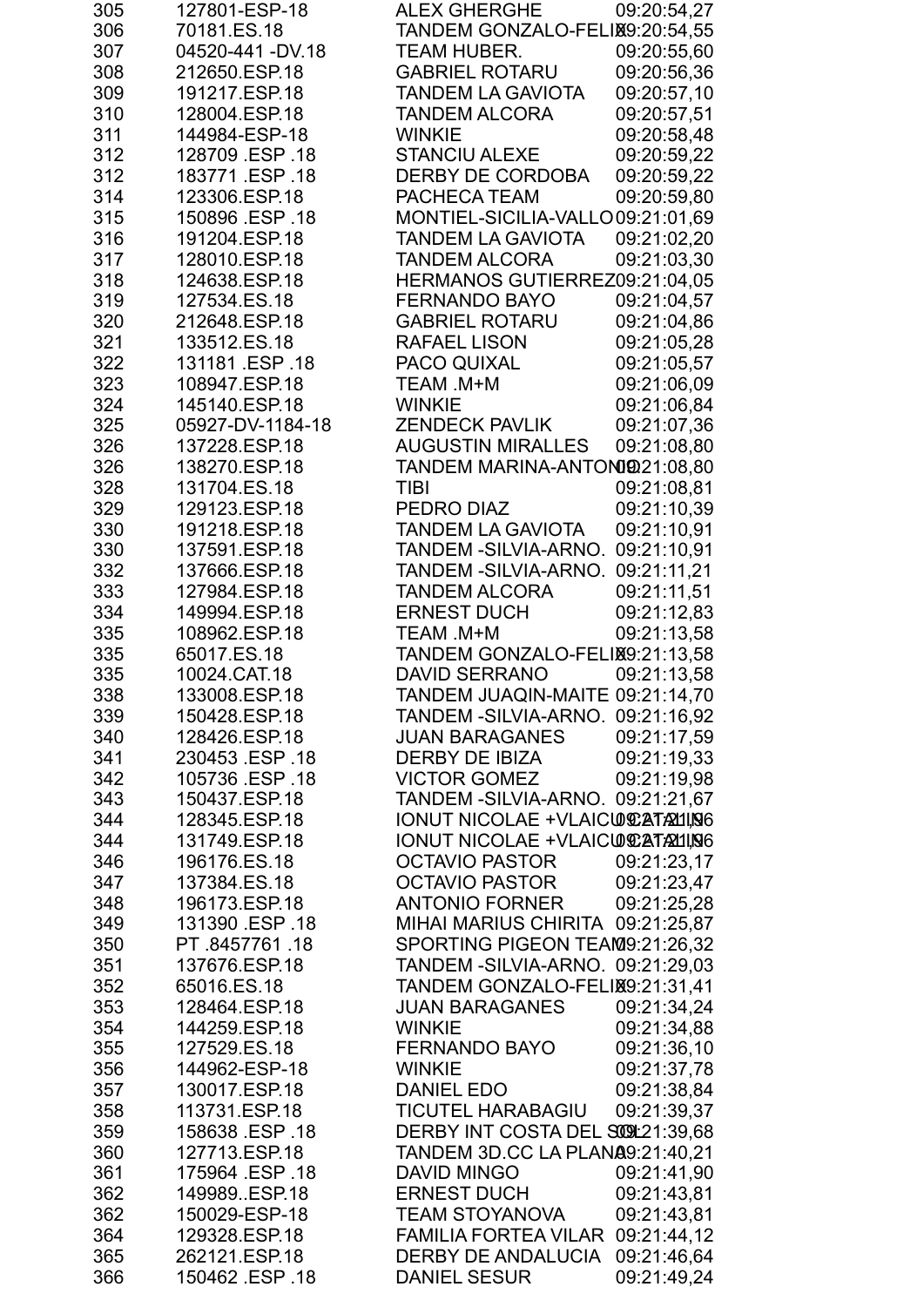| | | | |
|---|---|---|---|
| 305 | 127801-ESP-18 | ALEX GHERGHE | 09:20:54,27 |
| 306 | 70181.ES.18 | TANDEM GONZALO-FELIX | 09:20:54,55 |
| 307 | 04520-441 -DV.18 | TEAM HUBER. | 09:20:55,60 |
| 308 | 212650.ESP.18 | GABRIEL ROTARU | 09:20:56,36 |
| 309 | 191217.ESP.18 | TANDEM LA GAVIOTA | 09:20:57,10 |
| 310 | 128004.ESP.18 | TANDEM ALCORA | 09:20:57,51 |
| 311 | 144984-ESP-18 | WINKIE | 09:20:58,48 |
| 312 | 128709 .ESP .18 | STANCIU ALEXE | 09:20:59,22 |
| 312 | 183771 .ESP .18 | DERBY DE CORDOBA | 09:20:59,22 |
| 314 | 123306.ESP.18 | PACHECA TEAM | 09:20:59,80 |
| 315 | 150896 .ESP .18 | MONTIEL-SICILIA-VALLO | 09:21:01,69 |
| 316 | 191204.ESP.18 | TANDEM LA GAVIOTA | 09:21:02,20 |
| 317 | 128010.ESP.18 | TANDEM ALCORA | 09:21:03,30 |
| 318 | 124638.ESP.18 | HERMANOS GUTIERREZ | 09:21:04,05 |
| 319 | 127534.ES.18 | FERNANDO BAYO | 09:21:04,57 |
| 320 | 212648.ESP.18 | GABRIEL ROTARU | 09:21:04,86 |
| 321 | 133512.ES.18 | RAFAEL LISON | 09:21:05,28 |
| 322 | 131181 .ESP .18 | PACO QUIXAL | 09:21:05,57 |
| 323 | 108947.ESP.18 | TEAM .M+M | 09:21:06,09 |
| 324 | 145140.ESP.18 | WINKIE | 09:21:06,84 |
| 325 | 05927-DV-1184-18 | ZENDECK PAVLIK | 09:21:07,36 |
| 326 | 137228.ESP.18 | AUGUSTIN MIRALLES | 09:21:08,80 |
| 326 | 138270.ESP.18 | TANDEM MARINA-ANTONIO | 09:21:08,80 |
| 328 | 131704.ES.18 | TIBI | 09:21:08,81 |
| 329 | 129123.ESP.18 | PEDRO DIAZ | 09:21:10,39 |
| 330 | 191218.ESP.18 | TANDEM LA GAVIOTA | 09:21:10,91 |
| 330 | 137591.ESP.18 | TANDEM -SILVIA-ARNO. | 09:21:10,91 |
| 332 | 137666.ESP.18 | TANDEM -SILVIA-ARNO. | 09:21:11,21 |
| 333 | 127984.ESP.18 | TANDEM ALCORA | 09:21:11,51 |
| 334 | 149994.ESP.18 | ERNEST DUCH | 09:21:12,83 |
| 335 | 108962.ESP.18 | TEAM .M+M | 09:21:13,58 |
| 335 | 65017.ES.18 | TANDEM GONZALO-FELIX | 09:21:13,58 |
| 335 | 10024.CAT.18 | DAVID SERRANO | 09:21:13,58 |
| 338 | 133008.ESP.18 | TANDEM JUAQIN-MAITE | 09:21:14,70 |
| 339 | 150428.ESP.18 | TANDEM -SILVIA-ARNO. | 09:21:16,92 |
| 340 | 128426.ESP.18 | JUAN BARAGANES | 09:21:17,59 |
| 341 | 230453 .ESP .18 | DERBY DE IBIZA | 09:21:19,33 |
| 342 | 105736 .ESP .18 | VICTOR GOMEZ | 09:21:19,98 |
| 343 | 150437.ESP.18 | TANDEM -SILVIA-ARNO. | 09:21:21,67 |
| 344 | 128345.ESP.18 | IONUT NICOLAE +VLAICU CATALIN | 09:21:21,96 |
| 344 | 131749.ESP.18 | IONUT NICOLAE +VLAICU CATALIN | 09:21:21,96 |
| 346 | 196176.ES.18 | OCTAVIO PASTOR | 09:21:23,17 |
| 347 | 137384.ES.18 | OCTAVIO PASTOR | 09:21:23,47 |
| 348 | 196173.ESP.18 | ANTONIO FORNER | 09:21:25,28 |
| 349 | 131390 .ESP .18 | MIHAI MARIUS CHIRITA | 09:21:25,87 |
| 350 | PT .8457761 .18 | SPORTING PIGEON TEAM | 09:21:26,32 |
| 351 | 137676.ESP.18 | TANDEM -SILVIA-ARNO. | 09:21:29,03 |
| 352 | 65016.ES.18 | TANDEM GONZALO-FELIX | 09:21:31,41 |
| 353 | 128464.ESP.18 | JUAN BARAGANES | 09:21:34,24 |
| 354 | 144259.ESP.18 | WINKIE | 09:21:34,88 |
| 355 | 127529.ES.18 | FERNANDO BAYO | 09:21:36,10 |
| 356 | 144962-ESP-18 | WINKIE | 09:21:37,78 |
| 357 | 130017.ESP.18 | DANIEL EDO | 09:21:38,84 |
| 358 | 113731.ESP.18 | TICUTEL HARABAGIU | 09:21:39,37 |
| 359 | 158638 .ESP .18 | DERBY INT COSTA DEL SOL | 09:21:39,68 |
| 360 | 127713.ESP.18 | TANDEM 3D.CC LA PLANA | 09:21:40,21 |
| 361 | 175964 .ESP .18 | DAVID MINGO | 09:21:41,90 |
| 362 | 149989..ESP.18 | ERNEST DUCH | 09:21:43,81 |
| 362 | 150029-ESP-18 | TEAM STOYANOVA | 09:21:43,81 |
| 364 | 129328.ESP.18 | FAMILIA FORTEA VILAR | 09:21:44,12 |
| 365 | 262121.ESP.18 | DERBY DE ANDALUCIA | 09:21:46,64 |
| 366 | 150462 .ESP .18 | DANIEL SESUR | 09:21:49,24 |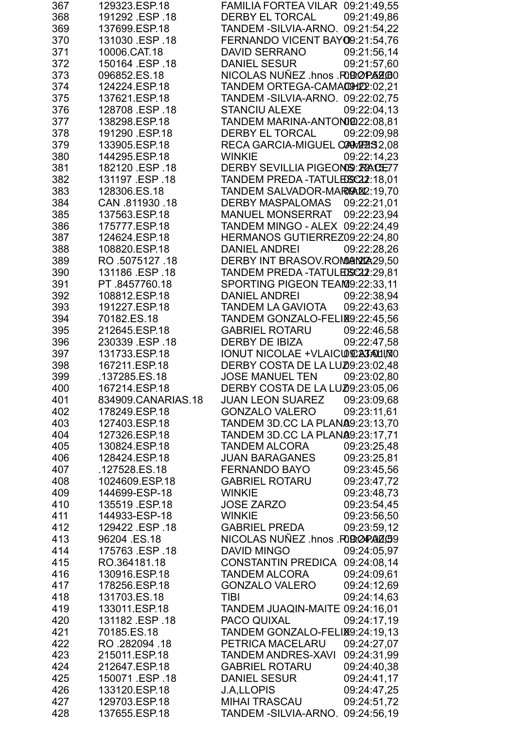| | | | |
|---|---|---|---|
| 367 | 129323.ESP.18 | FAMILIA FORTEA VILAR | 09:21:49,55 |
| 368 | 191292 .ESP .18 | DERBY EL TORCAL | 09:21:49,86 |
| 369 | 137699.ESP.18 | TANDEM -SILVIA-ARNO. | 09:21:54,22 |
| 370 | 131030 .ESP .18 | FERNANDO VICENT BAYO | 09:21:54,76 |
| 371 | 10006.CAT.18 | DAVID SERRANO | 09:21:56,14 |
| 372 | 150164 .ESP .18 | DANIEL SESUR | 09:21:57,60 |
| 373 | 096852.ES.18 | NICOLAS NUÑEZ .hnos .RODRIGUEZ | 09:21:59,60 |
| 374 | 124224.ESP.18 | TANDEM ORTEGA-CAMACHO | 09:22:02,21 |
| 375 | 137621.ESP.18 | TANDEM -SILVIA-ARNO. | 09:22:02,75 |
| 376 | 128708 .ESP .18 | STANCIU ALEXE | 09:22:04,13 |
| 377 | 138298.ESP.18 | TANDEM MARINA-ANTONIO | 09:22:08,81 |
| 378 | 191290 .ESP.18 | DERBY EL TORCAL | 09:22:09,98 |
| 379 | 133905.ESP.18 | RECA GARCIA-MIGUEL CAMPOS | 09:22:12,08 |
| 380 | 144295.ESP.18 | WINKIE | 09:22:14,23 |
| 381 | 182120 .ESP .18 | DERBY SEVILLIA PIGEONS RACE | 09:22:15,77 |
| 382 | 131197 .ESP .18 | TANDEM PREDA -TATULESCU | 09:22:18,01 |
| 383 | 128306.ES.18 | TANDEM SALVADOR-MARIA | 09:22:19,70 |
| 384 | CAN .811930 .18 | DERBY MASPALOMAS | 09:22:21,01 |
| 385 | 137563.ESP.18 | MANUEL MONSERRAT | 09:22:23,94 |
| 386 | 175777.ESP.18 | TANDEM MINGO - ALEX | 09:22:24,49 |
| 387 | 124624.ESP.18 | HERMANOS GUTIERREZ | 09:22:24,80 |
| 388 | 108820.ESP.18 | DANIEL ANDREI | 09:22:28,26 |
| 389 | RO .5075127 .18 | DERBY INT BRASOV.ROMANIA | 09:22:29,50 |
| 390 | 131186 .ESP .18 | TANDEM PREDA -TATULESCU | 09:22:29,81 |
| 391 | PT .8457760.18 | SPORTING PIGEON TEAM | 09:22:33,11 |
| 392 | 108812.ESP.18 | DANIEL ANDREI | 09:22:38,94 |
| 393 | 191227.ESP.18 | TANDEM LA GAVIOTA | 09:22:43,63 |
| 394 | 70182.ES.18 | TANDEM GONZALO-FELIX | 09:22:45,56 |
| 395 | 212645.ESP.18 | GABRIEL ROTARU | 09:22:46,58 |
| 396 | 230339 .ESP .18 | DERBY DE IBIZA | 09:22:47,58 |
| 397 | 131733.ESP.18 | IONUT NICOLAE +VLAICU CATALIN | 09:23:01,70 |
| 398 | 167211.ESP.18 | DERBY COSTA DE LA LUZ | 09:23:02,48 |
| 399 | .137285.ES.18 | JOSE MANUEL TEN | 09:23:02,80 |
| 400 | 167214.ESP.18 | DERBY COSTA DE LA LUZ | 09:23:05,06 |
| 401 | 834909.CANARIAS.18 | JUAN LEON SUAREZ | 09:23:09,68 |
| 402 | 178249.ESP.18 | GONZALO VALERO | 09:23:11,61 |
| 403 | 127403.ESP.18 | TANDEM 3D.CC LA PLANA | 09:23:13,70 |
| 404 | 127326.ESP.18 | TANDEM 3D.CC LA PLANA | 09:23:17,71 |
| 405 | 130824.ESP.18 | TANDEM ALCORA | 09:23:25,48 |
| 406 | 128424.ESP.18 | JUAN BARAGANES | 09:23:25,81 |
| 407 | .127528.ES.18 | FERNANDO BAYO | 09:23:45,56 |
| 408 | 1024609.ESP.18 | GABRIEL ROTARU | 09:23:47,72 |
| 409 | 144699-ESP-18 | WINKIE | 09:23:48,73 |
| 410 | 135519 .ESP.18 | JOSE ZARZO | 09:23:54,45 |
| 411 | 144933-ESP-18 | WINKIE | 09:23:56,50 |
| 412 | 129422 .ESP .18 | GABRIEL PREDA | 09:23:59,12 |
| 413 | 96204 .ES.18 | NICOLAS NUÑEZ .hnos .RODRIGUEZ | 09:24:02,59 |
| 414 | 175763 .ESP .18 | DAVID MINGO | 09:24:05,97 |
| 415 | RO.364181.18 | CONSTANTIN PREDICA | 09:24:08,14 |
| 416 | 130916.ESP.18 | TANDEM ALCORA | 09:24:09,61 |
| 417 | 178256.ESP.18 | GONZALO VALERO | 09:24:12,69 |
| 418 | 131703.ES.18 | TIBI | 09:24:14,63 |
| 419 | 133011.ESP.18 | TANDEM JUAQIN-MAITE | 09:24:16,01 |
| 420 | 131182 .ESP .18 | PACO QUIXAL | 09:24:17,19 |
| 421 | 70185.ES.18 | TANDEM GONZALO-FELIX | 09:24:19,13 |
| 422 | RO .282094 .18 | PETRICA MACELARU | 09:24:27,07 |
| 423 | 215011.ESP.18 | TANDEM ANDRES-XAVI | 09:24:31,99 |
| 424 | 212647.ESP.18 | GABRIEL ROTARU | 09:24:40,38 |
| 425 | 150071 .ESP .18 | DANIEL SESUR | 09:24:41,17 |
| 426 | 133120.ESP.18 | J.A,LLOPIS | 09:24:47,25 |
| 427 | 129703.ESP.18 | MIHAI TRASCAU | 09:24:51,72 |
| 428 | 137655.ESP.18 | TANDEM -SILVIA-ARNO. | 09:24:56,19 |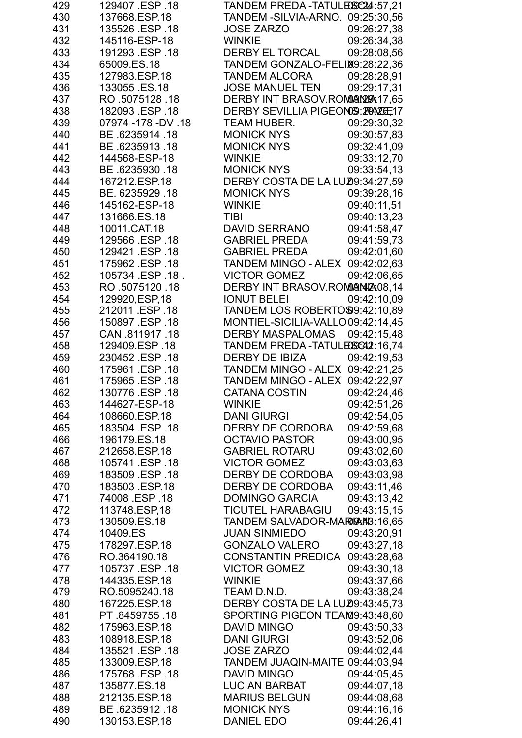| | | | |
|---|---|---|---|
| 429 | 129407 .ESP .18 | TANDEM PREDA -TATULESCU | 09:24:57,21 |
| 430 | 137668.ESP.18 | TANDEM -SILVIA-ARNO. | 09:25:30,56 |
| 431 | 135526 .ESP .18 | JOSE ZARZO | 09:26:27,38 |
| 432 | 145116-ESP-18 | WINKIE | 09:26:34,38 |
| 433 | 191293 .ESP .18 | DERBY EL TORCAL | 09:28:08,56 |
| 434 | 65009.ES.18 | TANDEM GONZALO-FELIX | 09:28:22,36 |
| 435 | 127983.ESP.18 | TANDEM ALCORA | 09:28:28,91 |
| 436 | 133055 .ES.18 | JOSE MANUEL TEN | 09:29:17,31 |
| 437 | RO .5075128 .18 | DERBY INT BRASOV.ROMANIA | 09:29:17,65 |
| 438 | 182093 .ESP .18 | DERBY SEVILLIA PIGEONS RACE | 09:29:26,17 |
| 439 | 07974 -178 -DV .18 | TEAM HUBER. | 09:29:30,32 |
| 440 | BE .6235914 .18 | MONICK NYS | 09:30:57,83 |
| 441 | BE .6235913 .18 | MONICK NYS | 09:32:41,09 |
| 442 | 144568-ESP-18 | WINKIE | 09:33:12,70 |
| 443 | BE .6235930 .18 | MONICK NYS | 09:33:54,13 |
| 444 | 167212.ESP.18 | DERBY COSTA DE LA LUZ | 09:34:27,59 |
| 445 | BE. 6235929 .18 | MONICK NYS | 09:39:28,16 |
| 446 | 145162-ESP-18 | WINKIE | 09:40:11,51 |
| 447 | 131666.ES.18 | TIBI | 09:40:13,23 |
| 448 | 10011.CAT.18 | DAVID SERRANO | 09:41:58,47 |
| 449 | 129566 .ESP .18 | GABRIEL PREDA | 09:41:59,73 |
| 450 | 129421 .ESP .18 | GABRIEL PREDA | 09:42:01,60 |
| 451 | 175962 .ESP .18 | TANDEM MINGO - ALEX | 09:42:02,63 |
| 452 | 105734 .ESP .18 . | VICTOR GOMEZ | 09:42:06,65 |
| 453 | RO .5075120 .18 | DERBY INT BRASOV.ROMANIA | 09:42:08,14 |
| 454 | 129920,ESP,18 | IONUT BELEI | 09:42:10,09 |
| 455 | 212011 .ESP .18 | TANDEM LOS ROBERTOS | 09:42:10,89 |
| 456 | 150897 .ESP .18 | MONTIEL-SICILIA-VALLO | 09:42:14,45 |
| 457 | CAN .811917 .18 | DERBY MASPALOMAS | 09:42:15,48 |
| 458 | 129409.ESP .18 | TANDEM PREDA -TATULESCU | 09:42:16,74 |
| 459 | 230452 .ESP .18 | DERBY DE IBIZA | 09:42:19,53 |
| 460 | 175961 .ESP .18 | TANDEM MINGO - ALEX | 09:42:21,25 |
| 461 | 175965 .ESP .18 | TANDEM MINGO - ALEX | 09:42:22,97 |
| 462 | 130776 .ESP .18 | CATANA COSTIN | 09:42:24,46 |
| 463 | 144627-ESP-18 | WINKIE | 09:42:51,26 |
| 464 | 108660.ESP.18 | DANI GIURGI | 09:42:54,05 |
| 465 | 183504 .ESP .18 | DERBY DE CORDOBA | 09:42:59,68 |
| 466 | 196179.ES.18 | OCTAVIO PASTOR | 09:43:00,95 |
| 467 | 212658.ESP.18 | GABRIEL ROTARU | 09:43:02,60 |
| 468 | 105741 .ESP .18 | VICTOR GOMEZ | 09:43:03,63 |
| 469 | 183509 .ESP .18 | DERBY DE CORDOBA | 09:43:03,98 |
| 470 | 183503 .ESP.18 | DERBY DE CORDOBA | 09:43:11,46 |
| 471 | 74008 .ESP .18 | DOMINGO GARCIA | 09:43:13,42 |
| 472 | 113748.ESP,18 | TICUTEL HARABAGIU | 09:43:15,15 |
| 473 | 130509.ES.18 | TANDEM SALVADOR-MARIAN | 09:43:16,65 |
| 474 | 10409.ES | JUAN SINMIEDO | 09:43:20,91 |
| 475 | 178297.ESP.18 | GONZALO VALERO | 09:43:27,18 |
| 476 | RO.364190.18 | CONSTANTIN PREDICA | 09:43:28,68 |
| 477 | 105737 .ESP .18 | VICTOR GOMEZ | 09:43:30,18 |
| 478 | 144335.ESP.18 | WINKIE | 09:43:37,66 |
| 479 | RO.5095240.18 | TEAM D.N.D. | 09:43:38,24 |
| 480 | 167225.ESP.18 | DERBY COSTA DE LA LUZ | 09:43:45,73 |
| 481 | PT .8459755 .18 | SPORTING PIGEON TEAM | 09:43:48,60 |
| 482 | 175963.ESP.18 | DAVID MINGO | 09:43:50,33 |
| 483 | 108918.ESP.18 | DANI GIURGI | 09:43:52,06 |
| 484 | 135521 .ESP .18 | JOSE ZARZO | 09:44:02,44 |
| 485 | 133009.ESP.18 | TANDEM JUAQIN-MAITE | 09:44:03,94 |
| 486 | 175768 .ESP .18 | DAVID MINGO | 09:44:05,45 |
| 487 | 135877.ES.18 | LUCIAN BARBAT | 09:44:07,18 |
| 488 | 212135.ESP.18 | MARIUS BELGUN | 09:44:08,68 |
| 489 | BE .6235912 .18 | MONICK NYS | 09:44:16,16 |
| 490 | 130153.ESP.18 | DANIEL EDO | 09:44:26,41 |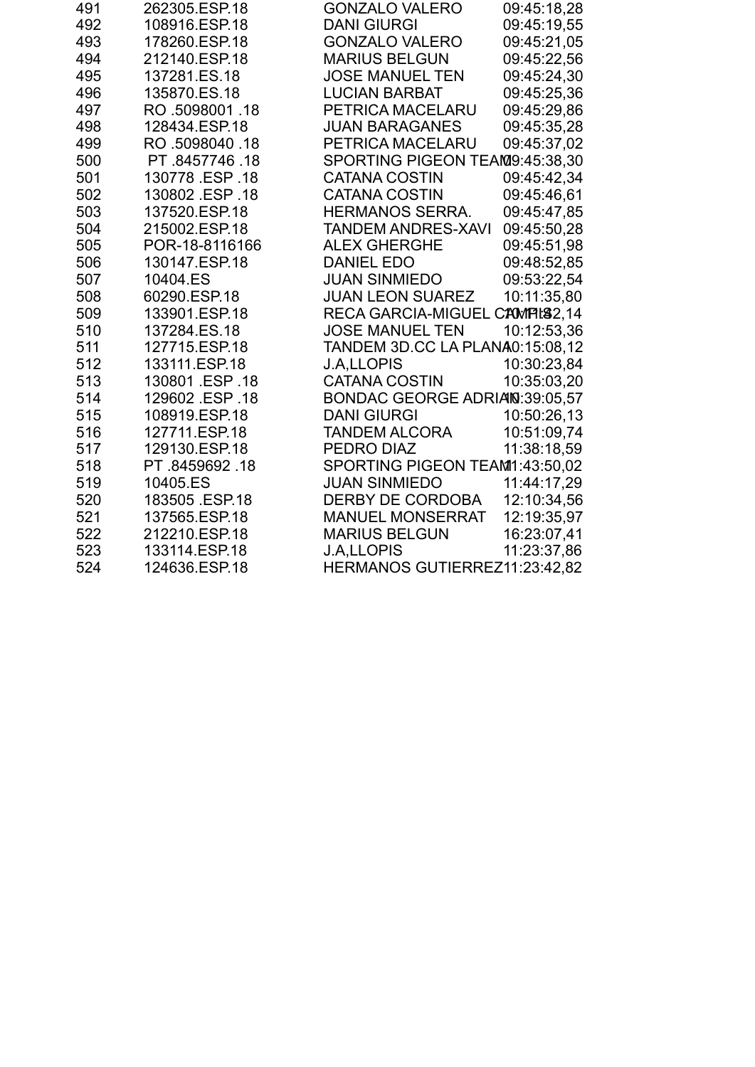| | | | |
|---|---|---|---|
| 491 | 262305.ESP.18 | GONZALO VALERO | 09:45:18,28 |
| 492 | 108916.ESP.18 | DANI GIURGI | 09:45:19,55 |
| 493 | 178260.ESP.18 | GONZALO VALERO | 09:45:21,05 |
| 494 | 212140.ESP.18 | MARIUS BELGUN | 09:45:22,56 |
| 495 | 137281.ES.18 | JOSE MANUEL TEN | 09:45:24,30 |
| 496 | 135870.ES.18 | LUCIAN BARBAT | 09:45:25,36 |
| 497 | RO .5098001 .18 | PETRICA MACELARU | 09:45:29,86 |
| 498 | 128434.ESP.18 | JUAN BARAGANES | 09:45:35,28 |
| 499 | RO .5098040 .18 | PETRICA MACELARU | 09:45:37,02 |
| 500 | PT .8457746 .18 | SPORTING PIGEON TEAM | 09:45:38,30 |
| 501 | 130778 .ESP .18 | CATANA COSTIN | 09:45:42,34 |
| 502 | 130802 .ESP .18 | CATANA COSTIN | 09:45:46,61 |
| 503 | 137520.ESP.18 | HERMANOS SERRA. | 09:45:47,85 |
| 504 | 215002.ESP.18 | TANDEM ANDRES-XAVI | 09:45:50,28 |
| 505 | POR-18-8116166 | ALEX GHERGHE | 09:45:51,98 |
| 506 | 130147.ESP.18 | DANIEL EDO | 09:48:52,85 |
| 507 | 10404.ES | JUAN SINMIEDO | 09:53:22,54 |
| 508 | 60290.ESP.18 | JUAN LEON SUAREZ | 10:11:35,80 |
| 509 | 133901.ESP.18 | RECA GARCIA-MIGUEL CAMPILS | 10:11:32,14 |
| 510 | 137284.ES.18 | JOSE MANUEL TEN | 10:12:53,36 |
| 511 | 127715.ESP.18 | TANDEM 3D.CC LA PLANA | 10:15:08,12 |
| 512 | 133111.ESP.18 | J.A,LLOPIS | 10:30:23,84 |
| 513 | 130801 .ESP .18 | CATANA COSTIN | 10:35:03,20 |
| 514 | 129602 .ESP .18 | BONDAC GEORGE ADRIAN | 10:39:05,57 |
| 515 | 108919.ESP.18 | DANI GIURGI | 10:50:26,13 |
| 516 | 127711.ESP.18 | TANDEM ALCORA | 10:51:09,74 |
| 517 | 129130.ESP.18 | PEDRO DIAZ | 11:38:18,59 |
| 518 | PT .8459692 .18 | SPORTING PIGEON TEAM | 11:43:50,02 |
| 519 | 10405.ES | JUAN SINMIEDO | 11:44:17,29 |
| 520 | 183505 .ESP.18 | DERBY DE CORDOBA | 12:10:34,56 |
| 521 | 137565.ESP.18 | MANUEL MONSERRAT | 12:19:35,97 |
| 522 | 212210.ESP.18 | MARIUS BELGUN | 16:23:07,41 |
| 523 | 133114.ESP.18 | J.A,LLOPIS | 11:23:37,86 |
| 524 | 124636.ESP.18 | HERMANOS GUTIERREZ | 11:23:42,82 |